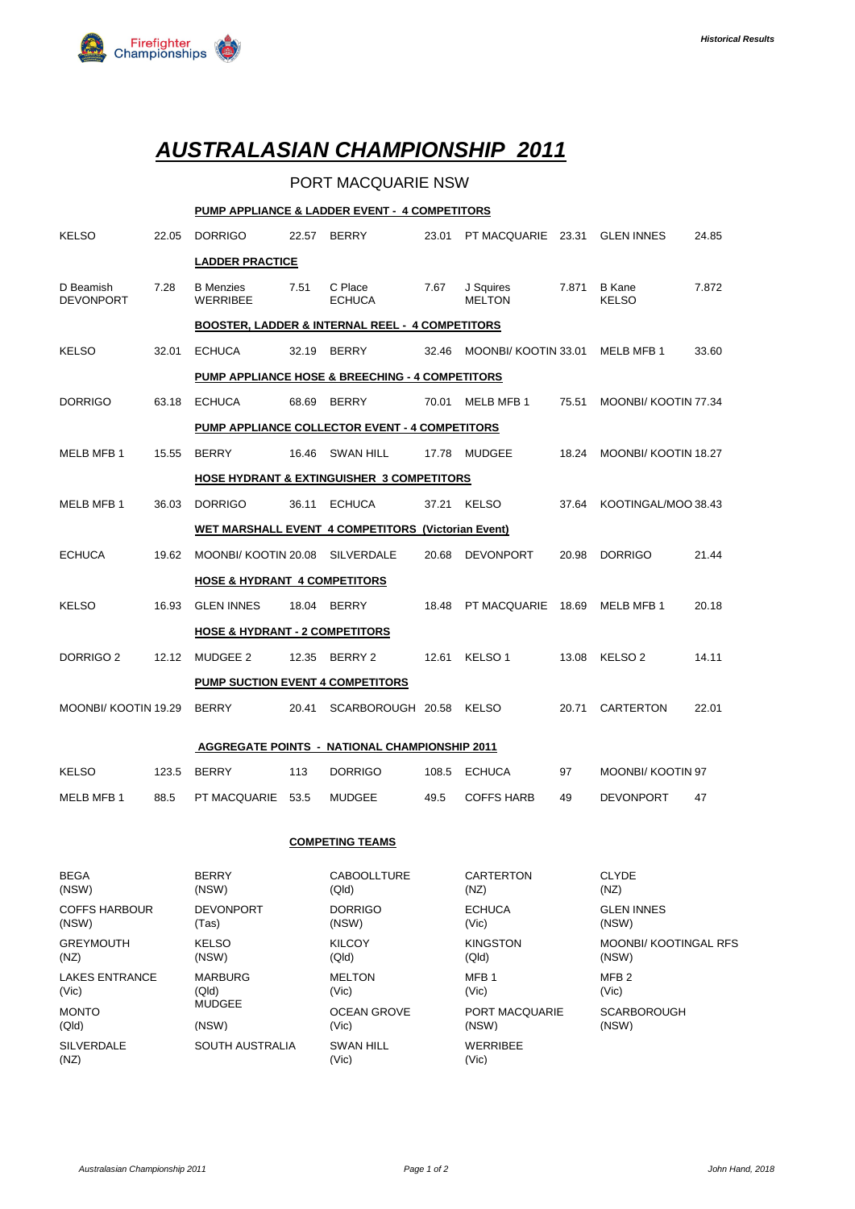# *AUSTRALASIAN CHAMPIONSHIP 2011*

## PORT MACQUARIE NSW

**PUMP APPLIANCE & LADDER EVENT - 4 COMPETITORS**

| | | | | | | | | | |
|---|---|---|---|---|---|---|---|---|---|
| KELSO | 22.05 | DORRIGO | 22.57 | BERRY | 23.01 | PT MACQUARIE | 23.31 | GLEN INNES | 24.85 |

**LADDER PRACTICE**

| | | | | | | | | | |
|---|---|---|---|---|---|---|---|---|---|
| D Beamish DEVONPORT | 7.28 | B Menzies WERRIBEE | 7.51 | C Place ECHUCA | 7.67 | J Squires MELTON | 7.871 | B Kane KELSO | 7.872 |

**BOOSTER, LADDER & INTERNAL REEL - 4 COMPETITORS**

| | | | | | | | | | |
|---|---|---|---|---|---|---|---|---|---|
| KELSO | 32.01 | ECHUCA | 32.19 | BERRY | 32.46 | MOONBI/ KOOTIN | 33.01 | MELB MFB 1 | 33.60 |

**PUMP APPLIANCE HOSE & BREECHING - 4 COMPETITORS**

| | | | | | | | | | |
|---|---|---|---|---|---|---|---|---|---|
| DORRIGO | 63.18 | ECHUCA | 68.69 | BERRY | 70.01 | MELB MFB 1 | 75.51 | MOONBI/ KOOTIN | 77.34 |

**PUMP APPLIANCE COLLECTOR EVENT - 4 COMPETITORS**

| | | | | | | | | | |
|---|---|---|---|---|---|---|---|---|---|
| MELB MFB 1 | 15.55 | BERRY | 16.46 | SWAN HILL | 17.78 | MUDGEE | 18.24 | MOONBI/ KOOTIN | 18.27 |

**HOSE HYDRANT & EXTINGUISHER 3 COMPETITORS**

| | | | | | | | | | |
|---|---|---|---|---|---|---|---|---|---|
| MELB MFB 1 | 36.03 | DORRIGO | 36.11 | ECHUCA | 37.21 | KELSO | 37.64 | KOOTINGAL/MOO | 38.43 |

**WET MARSHALL EVENT 4 COMPETITORS (Victorian Event)**

| | | | | | | | | | |
|---|---|---|---|---|---|---|---|---|---|
| ECHUCA | 19.62 | MOONBI/ KOOTIN | 20.08 | SILVERDALE | 20.68 | DEVONPORT | 20.98 | DORRIGO | 21.44 |

**HOSE & HYDRANT 4 COMPETITORS**

| | | | | | | | | | |
|---|---|---|---|---|---|---|---|---|---|
| KELSO | 16.93 | GLEN INNES | 18.04 | BERRY | 18.48 | PT MACQUARIE | 18.69 | MELB MFB 1 | 20.18 |

**HOSE & HYDRANT - 2 COMPETITORS**

| | | | | | | | | | |
|---|---|---|---|---|---|---|---|---|---|
| DORRIGO 2 | 12.12 | MUDGEE 2 | 12.35 | BERRY 2 | 12.61 | KELSO 1 | 13.08 | KELSO 2 | 14.11 |

**PUMP SUCTION EVENT 4 COMPETITORS**

| | | | | | | | | | |
|---|---|---|---|---|---|---|---|---|---|
| MOONBI/ KOOTIN | 19.29 | BERRY | 20.41 | SCARBOROUGH | 20.58 | KELSO | 20.71 | CARTERTON | 22.01 |

**AGGREGATE POINTS - NATIONAL CHAMPIONSHIP 2011**

| | | | | | | | | | |
|---|---|---|---|---|---|---|---|---|---|
| KELSO | 123.5 | BERRY | 113 | DORRIGO | 108.5 | ECHUCA | 97 | MOONBI/ KOOTIN | 97 |
| MELB MFB 1 | 88.5 | PT MACQUARIE | 53.5 | MUDGEE | 49.5 | COFFS HARB | 49 | DEVONPORT | 47 |

**COMPETING TEAMS**

| | | | | |
|---|---|---|---|---|
| BEGA (NSW) | BERRY (NSW) | CABOOLLTURE (Qld) | CARTERTON (NZ) | CLYDE (NZ) |
| COFFS HARBOUR (NSW) | DEVONPORT (Tas) | DORRIGO (NSW) | ECHUCA (Vic) | GLEN INNES (NSW) |
| GREYMOUTH (NZ) | KELSO (NSW) | KILCOY (Qld) | KINGSTON (Qld) | MOONBI/ KOOTINGAL RFS (NSW) |
| LAKES ENTRANCE (Vic) | MARBURG (Qld) | MELTON (Vic) | MFB 1 (Vic) | MFB 2 (Vic) |
| MONTO (Qld) | MUDGEE (NSW) | OCEAN GROVE (Vic) | PORT MACQUARIE (NSW) | SCARBOROUGH (NSW) |
| SILVERDALE (NZ) | SOUTH AUSTRALIA | SWAN HILL (Vic) | WERRIBEE (Vic) | |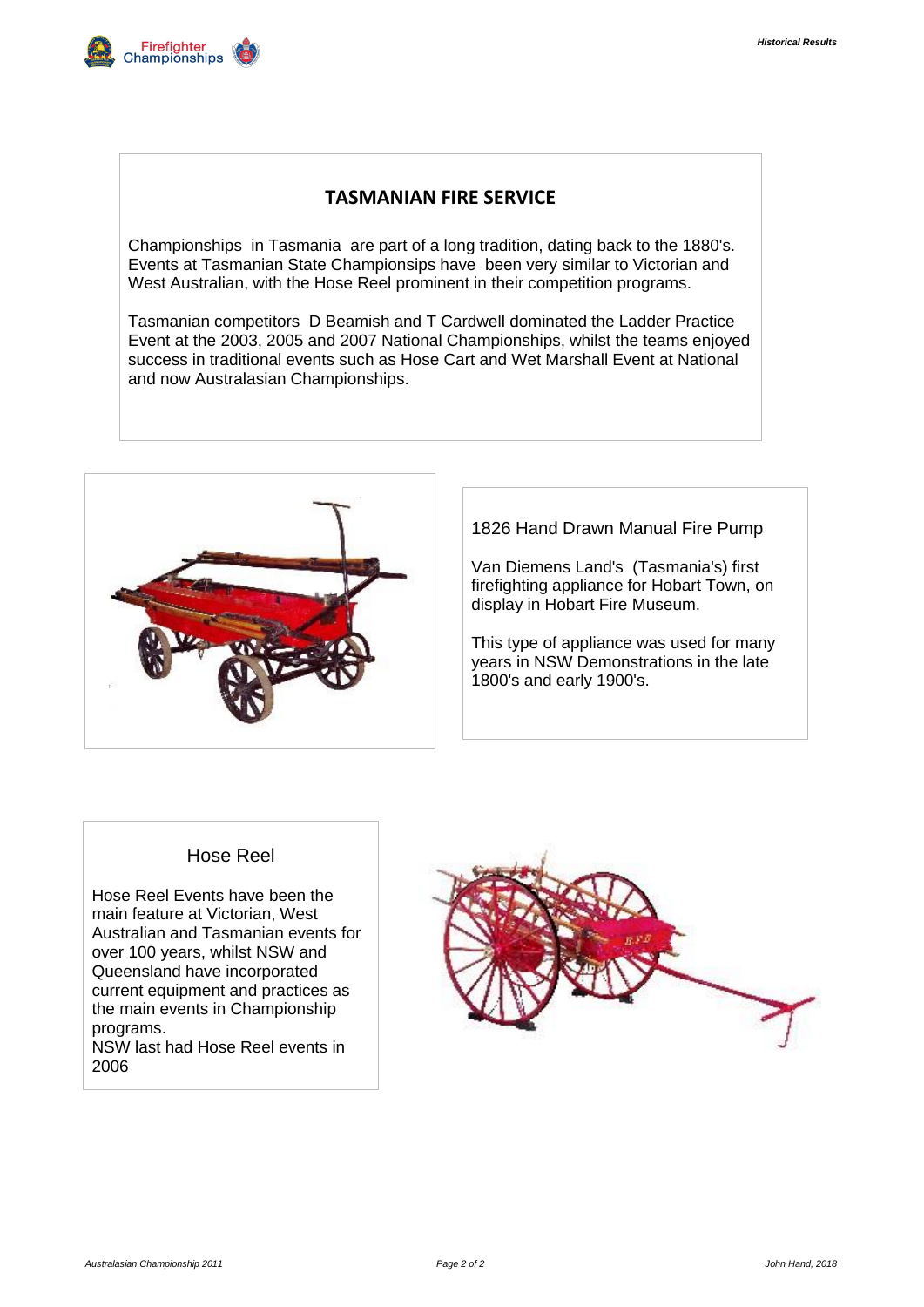## TASMANIAN FIRE SERVICE

Championships in Tasmania are part of a long tradition, dating back to the 1880's. Events at Tasmanian State Championsips have been very similar to Victorian and West Australian, with the Hose Reel prominent in their competition programs.

Tasmanian competitors D Beamish and T Cardwell dominated the Ladder Practice Event at the 2003, 2005 and 2007 National Championships, whilst the teams enjoyed success in traditional events such as Hose Cart and Wet Marshall Event at National and now Australasian Championships.

1826 Hand Drawn Manual Fire Pump

Van Diemens Land's (Tasmania's) first firefighting appliance for Hobart Town, on display in Hobart Fire Museum.

This type of appliance was used for many years in NSW Demonstrations in the late 1800's and early 1900's.

### Hose Reel

Hose Reel Events have been the main feature at Victorian, West Australian and Tasmanian events for over 100 years, whilst NSW and Queensland have incorporated current equipment and practices as the main events in Championship programs.
NSW last had Hose Reel events in 2006